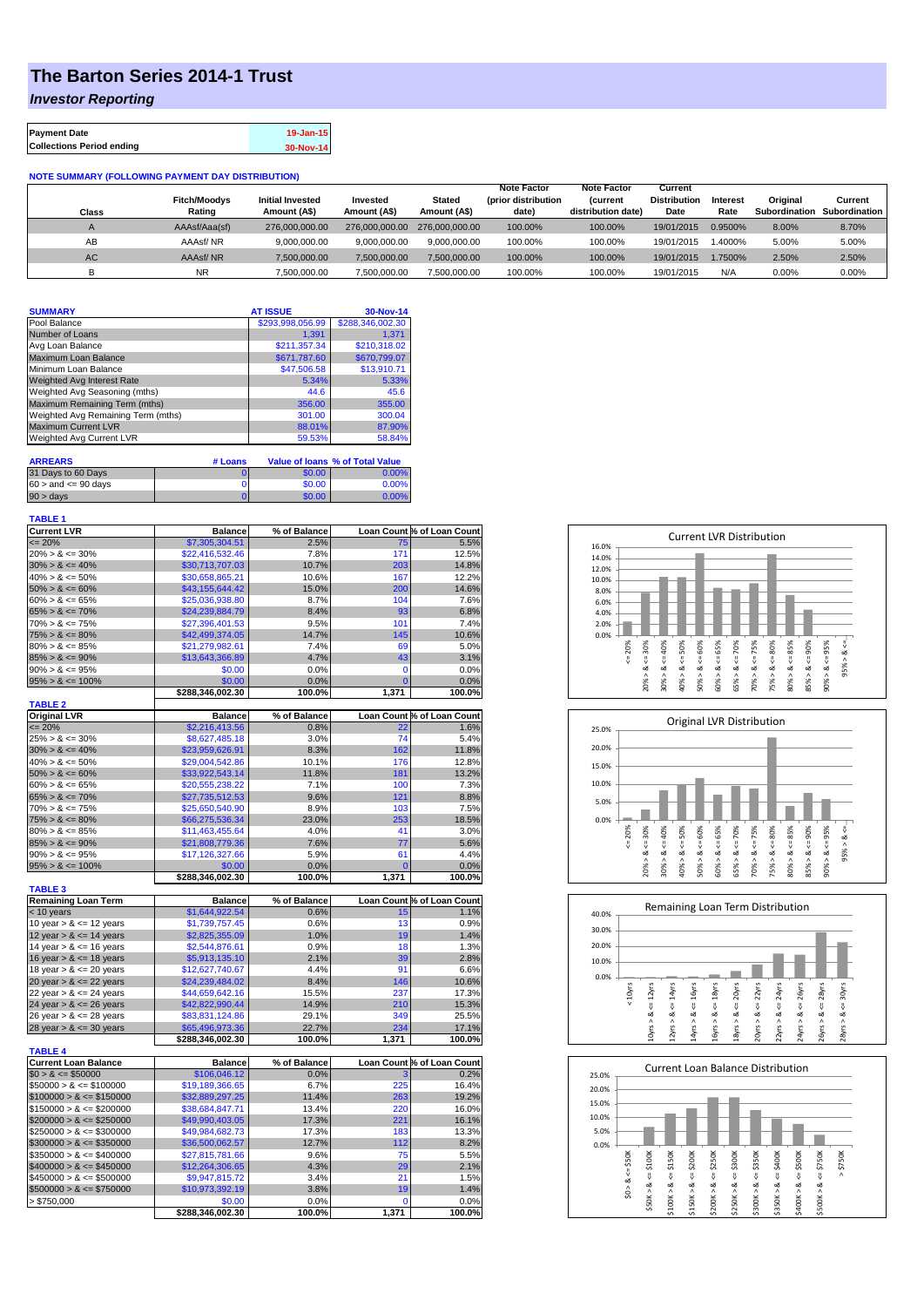# The Barton Series 2014-1 Trust

## *Investor Reporting*

| Payment Date | 19-Jan-15 |
|---|---|
| Collections Period ending | 30-Nov-14 |

**NOTE SUMMARY (FOLLOWING PAYMENT DAY DISTRIBUTION)**

| Class | Fitch/Moodys Rating | Initial Invested Amount (A$) | Invested Amount (A$) | Stated Amount (A$) | Note Factor (prior distribution date) | Note Factor (current distribution date) | Current Distribution Date | Interest Rate | Original Subordination | Current Subordination |
|---|---|---|---|---|---|---|---|---|---|---|
| A | AAAsf/Aaa(sf) | 276,000,000.00 | 276,000,000.00 | 276,000,000.00 | 100.00% | 100.00% | 19/01/2015 | 0.9500% | 8.00% | 8.70% |
| AB | AAAsf/ NR | 9,000,000.00 | 9,000,000.00 | 9,000,000.00 | 100.00% | 100.00% | 19/01/2015 | 1.4000% | 5.00% | 5.00% |
| AC | AAAsf/ NR | 7,500,000.00 | 7,500,000.00 | 7,500,000.00 | 100.00% | 100.00% | 19/01/2015 | 1.7500% | 2.50% | 2.50% |
| B | NR | 7,500,000.00 | 7,500,000.00 | 7,500,000.00 | 100.00% | 100.00% | 19/01/2015 | N/A | 0.00% | 0.00% |

| SUMMARY | AT ISSUE | 30-Nov-14 |
|---|---|---|
| Pool Balance | $293,998,056.99 | $288,346,002.30 |
| Number of Loans | 1,391 | 1,371 |
| Avg Loan Balance | $211,357.34 | $210,318.02 |
| Maximum Loan Balance | $671,787.60 | $670,799.07 |
| Minimum Loan Balance | $47,506.58 | $13,910.71 |
| Weighted Avg Interest Rate | 5.34% | 5.33% |
| Weighted Avg Seasoning (mths) | 44.6 | 45.6 |
| Maximum Remaining Term (mths) | 356.00 | 355.00 |
| Weighted Avg Remaining Term (mths) | 301.00 | 300.04 |
| Maximum Current LVR | 88.01% | 87.90% |
| Weighted Avg Current LVR | 59.53% | 58.84% |

| ARREARS | # Loans | Value of loans | % of Total Value |
|---|---|---|---|
| 31 Days to 60 Days | 0 | $0.00 | 0.00% |
| $60 >$ and $<= 90$ days | 0 | $0.00 | 0.00% |
| $90 >$ days | 0 | $0.00 | 0.00% |

**TABLE 1**

| Current LVR | Balance | % of Balance | Loan Count | % of Loan Count |
|---|---|---|---|---|
| <= 20% | $7,305,304.51 | 2.5% | 75 | 5.5% |
| 20% > & <= 30% | $22,416,532.46 | 7.8% | 171 | 12.5% |
| 30% > & <= 40% | $30,713,707.03 | 10.7% | 203 | 14.8% |
| 40% > & <= 50% | $30,658,865.21 | 10.6% | 167 | 12.2% |
| 50% > & <= 60% | $43,155,644.42 | 15.0% | 200 | 14.6% |
| 60% > & <= 65% | $25,036,938.80 | 8.7% | 104 | 7.6% |
| 65% > & <= 70% | $24,239,884.79 | 8.4% | 93 | 6.8% |
| 70% > & <= 75% | $27,396,401.53 | 9.5% | 101 | 7.4% |
| 75% > & <= 80% | $42,499,374.05 | 14.7% | 145 | 10.6% |
| 80% > & <= 85% | $21,279,982.61 | 7.4% | 69 | 5.0% |
| 85% > & <= 90% | $13,643,366.89 | 4.7% | 43 | 3.1% |
| 90% > & <= 95% | $0.00 | 0.0% | 0 | 0.0% |
| 95% > & <= 100% | $0.00 | 0.0% | 0 | 0.0% |
| | $288,346,002.30 | 100.0% | 1,371 | 100.0% |

**TABLE 2**

| Original LVR | Balance | % of Balance | Loan Count | % of Loan Count |
|---|---|---|---|---|
| <= 20% | $2,216,413.56 | 0.8% | 22 | 1.6% |
| 25% > & <= 30% | $8,627,485.18 | 3.0% | 74 | 5.4% |
| 30% > & <= 40% | $23,959,626.91 | 8.3% | 162 | 11.8% |
| 40% > & <= 50% | $29,004,542.86 | 10.1% | 176 | 12.8% |
| 50% > & <= 60% | $33,922,543.14 | 11.8% | 181 | 13.2% |
| 60% > & <= 65% | $20,555,238.22 | 7.1% | 100 | 7.3% |
| 65% > & <= 70% | $27,735,512.53 | 9.6% | 121 | 8.8% |
| 70% > & <= 75% | $25,650,540.90 | 8.9% | 103 | 7.5% |
| 75% > & <= 80% | $66,275,536.34 | 23.0% | 253 | 18.5% |
| 80% > & <= 85% | $11,463,455.64 | 4.0% | 41 | 3.0% |
| 85% > & <= 90% | $21,808,779.36 | 7.6% | 77 | 5.6% |
| 90% > & <= 95% | $17,126,327.66 | 5.9% | 61 | 4.4% |
| 95% > & <= 100% | $0.00 | 0.0% | 0 | 0.0% |
| | $288,346,002.30 | 100.0% | 1,371 | 100.0% |

**TABLE 3**

| Remaining Loan Term | Balance | % of Balance | Loan Count | % of Loan Count |
|---|---|---|---|---|
| < 10 years | $1,644,922.54 | 0.6% | 15 | 1.1% |
| 10 year > & <= 12 years | $1,739,757.45 | 0.6% | 13 | 0.9% |
| 12 year > & <= 14 years | $2,825,355.09 | 1.0% | 19 | 1.4% |
| 14 year > & <= 16 years | $2,544,876.61 | 0.9% | 18 | 1.3% |
| 16 year > & <= 18 years | $5,913,135.10 | 2.1% | 39 | 2.8% |
| 18 year > & <= 20 years | $12,627,740.67 | 4.4% | 91 | 6.6% |
| 20 year > & <= 22 years | $24,239,484.02 | 8.4% | 146 | 10.6% |
| 22 year > & <= 24 years | $44,659,642.16 | 15.5% | 237 | 17.3% |
| 24 year > & <= 26 years | $42,822,990.44 | 14.9% | 210 | 15.3% |
| 26 year > & <= 28 years | $83,831,124.86 | 29.1% | 349 | 25.5% |
| 28 year > & <= 30 years | $65,496,973.36 | 22.7% | 234 | 17.1% |
| | $288,346,002.30 | 100.0% | 1,371 | 100.0% |

**TABLE 4**

| Current Loan Balance | Balance | % of Balance | Loan Count | % of Loan Count |
|---|---|---|---|---|
| $0 > & <= $50000 | $106,046.12 | 0.0% | 3 | 0.2% |
| $50000 > & <= $100000 | $19,189,366.65 | 6.7% | 225 | 16.4% |
| $100000 > & <= $150000 | $32,889,297.25 | 11.4% | 263 | 19.2% |
| $150000 > & <= $200000 | $38,684,847.71 | 13.4% | 220 | 16.0% |
| $200000 > & <= $250000 | $49,990,403.05 | 17.3% | 221 | 16.1% |
| $250000 > & <= $300000 | $49,984,682.73 | 17.3% | 183 | 13.3% |
| $300000 > & <= $350000 | $36,500,062.57 | 12.7% | 112 | 8.2% |
| $350000 > & <= $400000 | $27,815,781.66 | 9.6% | 75 | 5.5% |
| $400000 > & <= $450000 | $12,264,306.65 | 4.3% | 29 | 2.1% |
| $450000 > & <= $500000 | $9,947,815.72 | 3.4% | 21 | 1.5% |
| $500000 > & <= $750000 | $10,973,392.19 | 3.8% | 19 | 1.4% |
| > $750,000 | $0.00 | 0.0% | 0 | 0.0% |
| | $288,346,002.30 | 100.0% | 1,371 | 100.0% |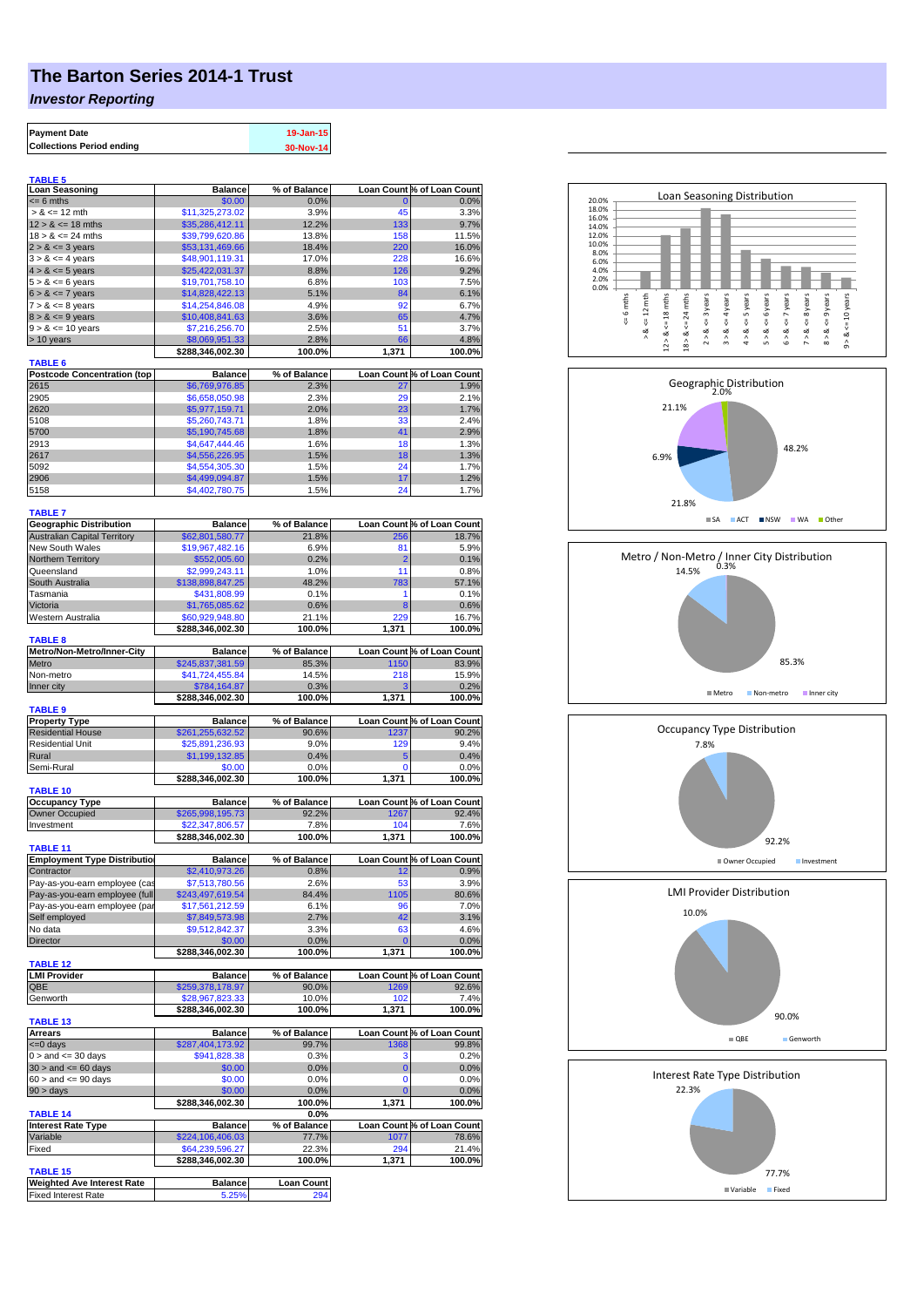# The Barton Series 2014-1 Trust

## *Investor Reporting*

| | |
|---|---|
| **Payment Date** | 19-Jan-15 |
| **Collections Period ending** | 30-Nov-14 |

**TABLE 5**

| Loan Seasoning | Balance | % of Balance | Loan Count | % of Loan Count |
|---|---|---|---|---|
| <= 6 mths | $0.00 | 0.0% | 0 | 0.0% |
| > & <= 12 mth | $11,325,273.02 | 3.9% | 45 | 3.3% |
| 12 > & <= 18 mths | $35,286,412.11 | 12.2% | 133 | 9.7% |
| 18 > & <= 24 mths | $39,799,620.86 | 13.8% | 158 | 11.5% |
| 2 > & <= 3 years | $53,131,469.66 | 18.4% | 220 | 16.0% |
| 3 > & <= 4 years | $48,901,119.31 | 17.0% | 228 | 16.6% |
| 4 > & <= 5 years | $25,422,031.37 | 8.8% | 126 | 9.2% |
| 5 > & <= 6 years | $19,701,758.10 | 6.8% | 103 | 7.5% |
| 6 > & <= 7 years | $14,828,422.13 | 5.1% | 84 | 6.1% |
| 7 > & <= 8 years | $14,254,846.08 | 4.9% | 92 | 6.7% |
| 8 > & <= 9 years | $10,408,841.63 | 3.6% | 65 | 4.7% |
| 9 > & <= 10 years | $7,216,256.70 | 2.5% | 51 | 3.7% |
| > 10 years | $8,069,951.33 | 2.8% | 66 | 4.8% |
| | **$288,346,002.30** | **100.0%** | **1,371** | **100.0%** |

**TABLE 6**

| Postcode Concentration (top | Balance | % of Balance | Loan Count | % of Loan Count |
|---|---|---|---|---|
| 2615 | $6,769,976.85 | 2.3% | 27 | 1.9% |
| 2905 | $6,658,050.98 | 2.3% | 29 | 2.1% |
| 2620 | $5,977,159.71 | 2.0% | 23 | 1.7% |
| 5108 | $5,260,743.71 | 1.8% | 33 | 2.4% |
| 5700 | $5,190,745.68 | 1.8% | 41 | 2.9% |
| 2913 | $4,647,444.46 | 1.6% | 18 | 1.3% |
| 2617 | $4,556,226.95 | 1.5% | 18 | 1.3% |
| 5092 | $4,554,305.30 | 1.5% | 24 | 1.7% |
| 2906 | $4,499,094.87 | 1.5% | 17 | 1.2% |
| 5158 | $4,402,780.75 | 1.5% | 24 | 1.7% |

**TABLE 7**

| Geographic Distribution | Balance | % of Balance | Loan Count | % of Loan Count |
|---|---|---|---|---|
| Australian Capital Territory | $62,801,580.77 | 21.8% | 256 | 18.7% |
| New South Wales | $19,967,482.16 | 6.9% | 81 | 5.9% |
| Northern Territory | $552,005.60 | 0.2% | 2 | 0.1% |
| Queensland | $2,999,243.11 | 1.0% | 11 | 0.8% |
| South Australia | $138,898,847.25 | 48.2% | 783 | 57.1% |
| Tasmania | $431,808.99 | 0.1% | 1 | 0.1% |
| Victoria | $1,765,085.62 | 0.6% | 8 | 0.6% |
| Western Australia | $60,929,948.80 | 21.1% | 229 | 16.7% |
| | **$288,346,002.30** | **100.0%** | **1,371** | **100.0%** |

**TABLE 8**

| Metro/Non-Metro/Inner-City | Balance | % of Balance | Loan Count | % of Loan Count |
|---|---|---|---|---|
| Metro | $245,837,381.59 | 85.3% | 1150 | 83.9% |
| Non-metro | $41,724,455.84 | 14.5% | 218 | 15.9% |
| Inner city | $784,164.87 | 0.3% | 3 | 0.2% |
| | **$288,346,002.30** | **100.0%** | **1,371** | **100.0%** |

**TABLE 9**

| Property Type | Balance | % of Balance | Loan Count | % of Loan Count |
|---|---|---|---|---|
| Residential House | $261,255,632.52 | 90.6% | 1237 | 90.2% |
| Residential Unit | $25,891,236.93 | 9.0% | 129 | 9.4% |
| Rural | $1,199,132.85 | 0.4% | 5 | 0.4% |
| Semi-Rural | $0.00 | 0.0% | 0 | 0.0% |
| | **$288,346,002.30** | **100.0%** | **1,371** | **100.0%** |

**TABLE 10**

| Occupancy Type | Balance | % of Balance | Loan Count | % of Loan Count |
|---|---|---|---|---|
| Owner Occupied | $265,998,195.73 | 92.2% | 1267 | 92.4% |
| Investment | $22,347,806.57 | 7.8% | 104 | 7.6% |
| | **$288,346,002.30** | **100.0%** | **1,371** | **100.0%** |

**TABLE 11**

| Employment Type Distributio | Balance | % of Balance | Loan Count | % of Loan Count |
|---|---|---|---|---|
| Contractor | $2,410,973.26 | 0.8% | 12 | 0.9% |
| Pay-as-you-earn employee (cas | $7,513,780.56 | 2.6% | 53 | 3.9% |
| Pay-as-you-earn employee (full | $243,497,619.54 | 84.4% | 1105 | 80.6% |
| Pay-as-you-earn employee (par | $17,561,212.59 | 6.1% | 96 | 7.0% |
| Self employed | $7,849,573.98 | 2.7% | 42 | 3.1% |
| No data | $9,512,842.37 | 3.3% | 63 | 4.6% |
| Director | $0.00 | 0.0% | 0 | 0.0% |
| | **$288,346,002.30** | **100.0%** | **1,371** | **100.0%** |

**TABLE 12**

| LMI Provider | Balance | % of Balance | Loan Count | % of Loan Count |
|---|---|---|---|---|
| QBE | $259,378,178.97 | 90.0% | 1269 | 92.6% |
| Genworth | $28,967,823.33 | 10.0% | 102 | 7.4% |
| | **$288,346,002.30** | **100.0%** | **1,371** | **100.0%** |

**TABLE 13**

| Arrears | Balance | % of Balance | Loan Count | % of Loan Count |
|---|---|---|---|---|
| <=0 days | $287,404,173.92 | 99.7% | 1368 | 99.8% |
| 0 > and <= 30 days | $941,828.38 | 0.3% | 3 | 0.2% |
| 30 > and <= 60 days | $0.00 | 0.0% | 0 | 0.0% |
| 60 > and <= 90 days | $0.00 | 0.0% | 0 | 0.0% |
| 90 > days | $0.00 | 0.0% | 0 | 0.0% |
| | **$288,346,002.30** | **100.0%** | **1,371** | **100.0%** |

**TABLE 14**

| Interest Rate Type | Balance | % of Balance | Loan Count | % of Loan Count |
|---|---|---|---|---|
| | | 0.0% | | |
| Variable | $224,106,406.03 | 77.7% | 1077 | 78.6% |
| Fixed | $64,239,596.27 | 22.3% | 294 | 21.4% |
| | **$288,346,002.30** | **100.0%** | **1,371** | **100.0%** |

**TABLE 15**

| Weighted Ave Interest Rate | Balance | Loan Count |
|---|---|---|
| Fixed Interest Rate | 5.25% | 294 |

Loan Seasoning Distribution
20.0%
18.0%
16.0%
14.0%
12.0%
10.0%
8.0%
6.0%
4.0%
2.0%
0.0%
<= 6 mths
> & <= 12 mth
12 > & <= 18 mths
18 > & <= 24 mths
2 > & <= 3 years
3 > & <= 4 years
4 > & <= 5 years
5 > & <= 6 years
6 > & <= 7 years
7 > & <= 8 years
8 > & <= 9 years
9 > & <= 10 years

Geographic Distribution
2.0%
21.1%
48.2%
6.9%
21.8%
SA ACT NSW WA Other

Metro / Non-Metro / Inner City Distribution
0.3%
14.5%
85.3%
Metro Non-metro Inner city

Occupancy Type Distribution
7.8%
92.2%
Owner Occupied Investment

LMI Provider Distribution
10.0%
90.0%
QBE Genworth

Interest Rate Type Distribution
22.3%
77.7%
Variable Fixed